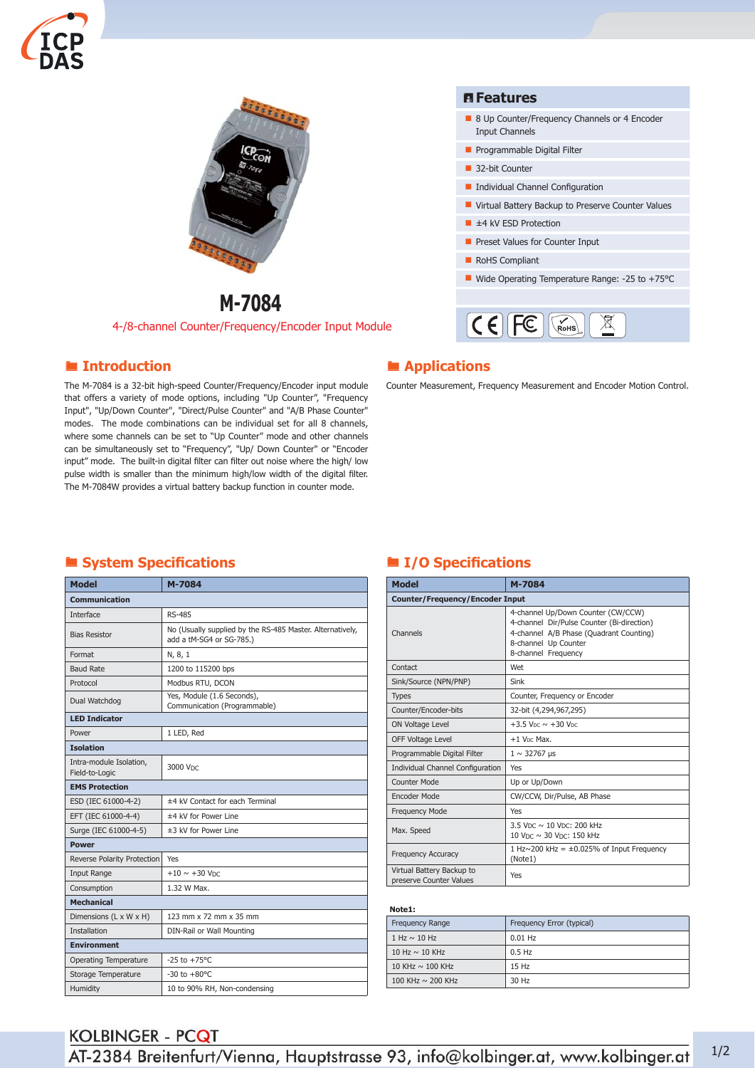# M-7084

4-/8-channel Counter/Frequency/Encoder Input Module

## Features

- 8 Up Counter/Frequency Channels or 4 Encoder Input Channels
- Programmable Digital Filter
- 32-bit Counter
- Individual Channel Configuration
- Virtual Battery Backup to Preserve Counter Values
- ±4 kV ESD Protection
- Preset Values for Counter Input
- RoHS Compliant
- Wide Operating Temperature Range: -25 to +75°C

## Introduction

The M-7084 is a 32-bit high-speed Counter/Frequency/Encoder input module that offers a variety of mode options, including "Up Counter", "Frequency Input", "Up/Down Counter", "Direct/Pulse Counter" and "A/B Phase Counter" modes. The mode combinations can be individual set for all 8 channels, where some channels can be set to "Up Counter" mode and other channels can be simultaneously set to "Frequency", "Up/ Down Counter" or "Encoder input" mode. The built-in digital filter can filter out noise where the high/ low pulse width is smaller than the minimum high/low width of the digital filter. The M-7084W provides a virtual battery backup function in counter mode.

## Applications

Counter Measurement, Frequency Measurement and Encoder Motion Control.

## System Specifications

| Model | M-7084 |
|---|---|
| **Communication** | |
| Interface | RS-485 |
| Bias Resistor | No (Usually supplied by the RS-485 Master. Alternatively, add a tM-SG4 or SG-785.) |
| Format | N, 8, 1 |
| Baud Rate | 1200 to 115200 bps |
| Protocol | Modbus RTU, DCON |
| Dual Watchdog | Yes, Module (1.6 Seconds), Communication (Programmable) |
| **LED Indicator** | |
| Power | 1 LED, Red |
| **Isolation** | |
| Intra-module Isolation, Field-to-Logic | 3000 $V_{DC}$ |
| **EMS Protection** | |
| ESD (IEC 61000-4-2) | ±4 kV Contact for each Terminal |
| EFT (IEC 61000-4-4) | ±4 kV for Power Line |
| Surge (IEC 61000-4-5) | ±3 kV for Power Line |
| **Power** | |
| Reverse Polarity Protection | Yes |
| Input Range | +10 ~ +30 $V_{DC}$ |
| Consumption | 1.32 W Max. |
| **Mechanical** | |
| Dimensions (L x W x H) | 123 mm x 72 mm x 35 mm |
| Installation | DIN-Rail or Wall Mounting |
| **Environment** | |
| Operating Temperature | -25 to +75°C |
| Storage Temperature | -30 to +80°C |
| Humidity | 10 to 90% RH, Non-condensing |

## I/O Specifications

| Model | M-7084 |
|---|---|
| **Counter/Frequency/Encoder Input** | |
| Channels | 4-channel Up/Down Counter (CW/CCW)<br>4-channel Dir/Pulse Counter (Bi-direction)<br>4-channel A/B Phase (Quadrant Counting)<br>8-channel Up Counter<br>8-channel Frequency |
| Contact | Wet |
| Sink/Source (NPN/PNP) | Sink |
| Types | Counter, Frequency or Encoder |
| Counter/Encoder-bits | 32-bit (4,294,967,295) |
| ON Voltage Level | +3.5 $V_{DC}$ ~ +30 $V_{DC}$ |
| OFF Voltage Level | +1 $V_{DC}$ Max. |
| Programmable Digital Filter | 1 ~ 32767 µs |
| Individual Channel Configuration | Yes |
| Counter Mode | Up or Up/Down |
| Encoder Mode | CW/CCW, Dir/Pulse, AB Phase |
| Frequency Mode | Yes |
| Max. Speed | 3.5 $V_{DC}$ ~ 10 $V_{DC}$: 200 kHz<br>10 $V_{DC}$ ~ 30 $V_{DC}$: 150 kHz |
| Frequency Accuracy | 1 Hz~200 kHz = ±0.025% of Input Frequency (Note1) |
| Virtual Battery Backup to preserve Counter Values | Yes |

**Note1:**

| Frequency Range | Frequency Error (typical) |
|---|---|
| 1 Hz ~ 10 Hz | 0.01 Hz |
| 10 Hz ~ 10 KHz | 0.5 Hz |
| 10 KHz ~ 100 KHz | 15 Hz |
| 100 KHz ~ 200 KHz | 30 Hz |

KOLBINGER - PCQT
AT-2384 Breitenfurt/Vienna, Hauptstrasse 93, info@kolbinger.at, www.kolbinger.at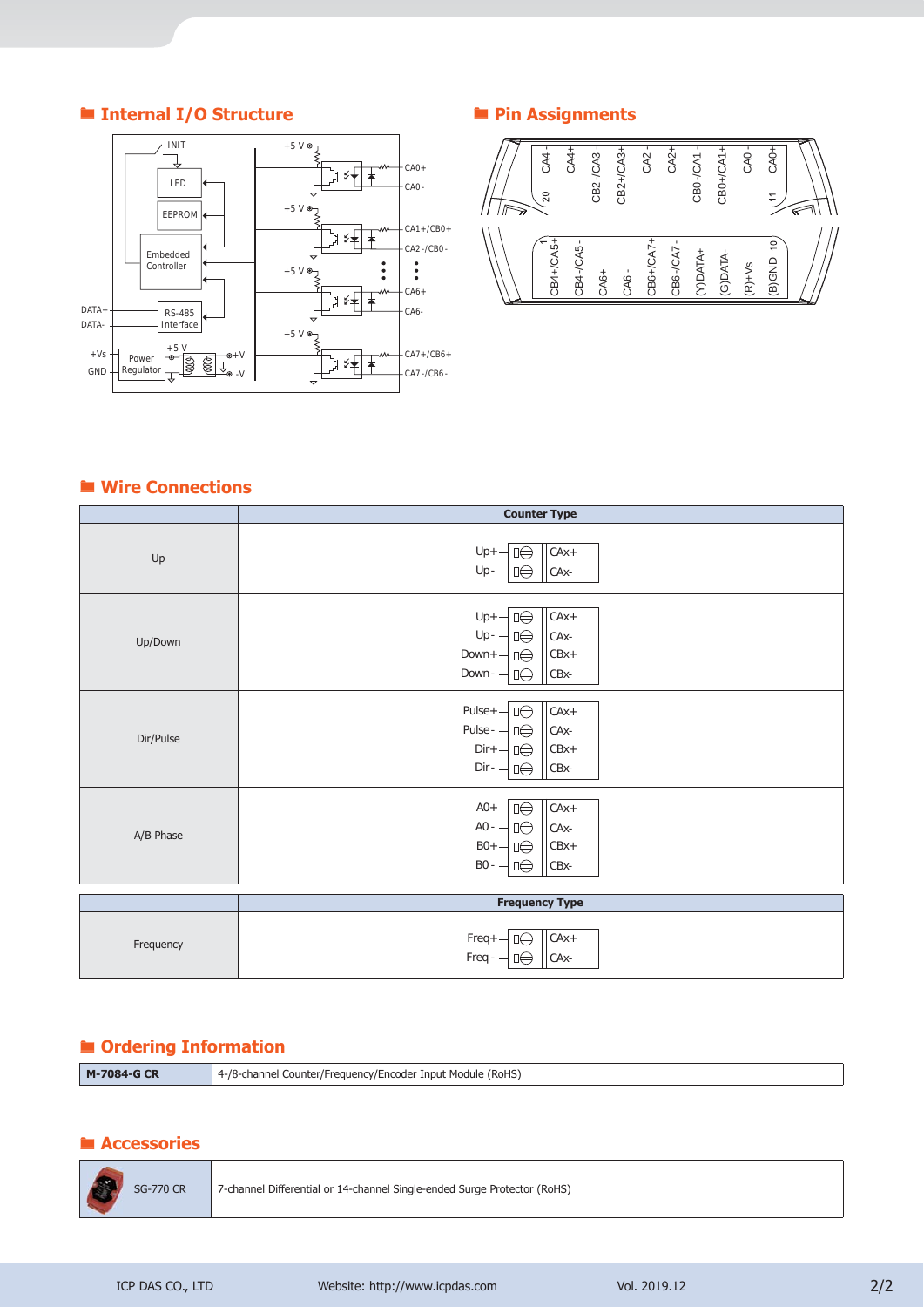## Internal I/O Structure

INIT

LED

EEPROM

Embedded Controller

RS-485 Interface

DATA+

DATA-

+Vs

GND

Power Regulator

+5 V

+V

-V

+5 V

CA0+

CA0-

CA1+/CB0+

CA2-/CB0-

CA6+

CA6-

CA7+/CB6+

CA7-/CB6-

## Pin Assignments

20 CA4- CA4+ CB2-/CA3- CB2+/CA3+ CA2- CA2+ CB0-/CA1- CB0+/CA1+ CA0- CA0+ 11

1 CB4+/CA5+ CB4-/CA5- CA6+ CA6- CB6+/CA7+ CB6-/CA7- (Y)DATA+ (G)DATA- (R)+Vs (B)GND 10

## Wire Connections

| | Counter Type |
|---|---|
| Up | Up+ — CAx+<br>Up- — CAx- |
| Up/Down | Up+ — CAx+<br>Up- — CAx-<br>Down+ — CBx+<br>Down- — CBx- |
| Dir/Pulse | Pulse+ — CAx+<br>Pulse- — CAx-<br>Dir+ — CBx+<br>Dir- — CBx- |
| A/B Phase | A0+ — CAx+<br>A0- — CAx-<br>B0+ — CBx+<br>B0- — CBx- |

| | Frequency Type |
|---|---|
| Frequency | Freq+ — CAx+<br>Freq- — CAx- |

## Ordering Information

| | |
|---|---|
| **M-7084-G CR** | 4-/8-channel Counter/Frequency/Encoder Input Module (RoHS) |

## Accessories

| | |
|---|---|
| SG-770 CR | 7-channel Differential or 14-channel Single-ended Surge Protector (RoHS) |